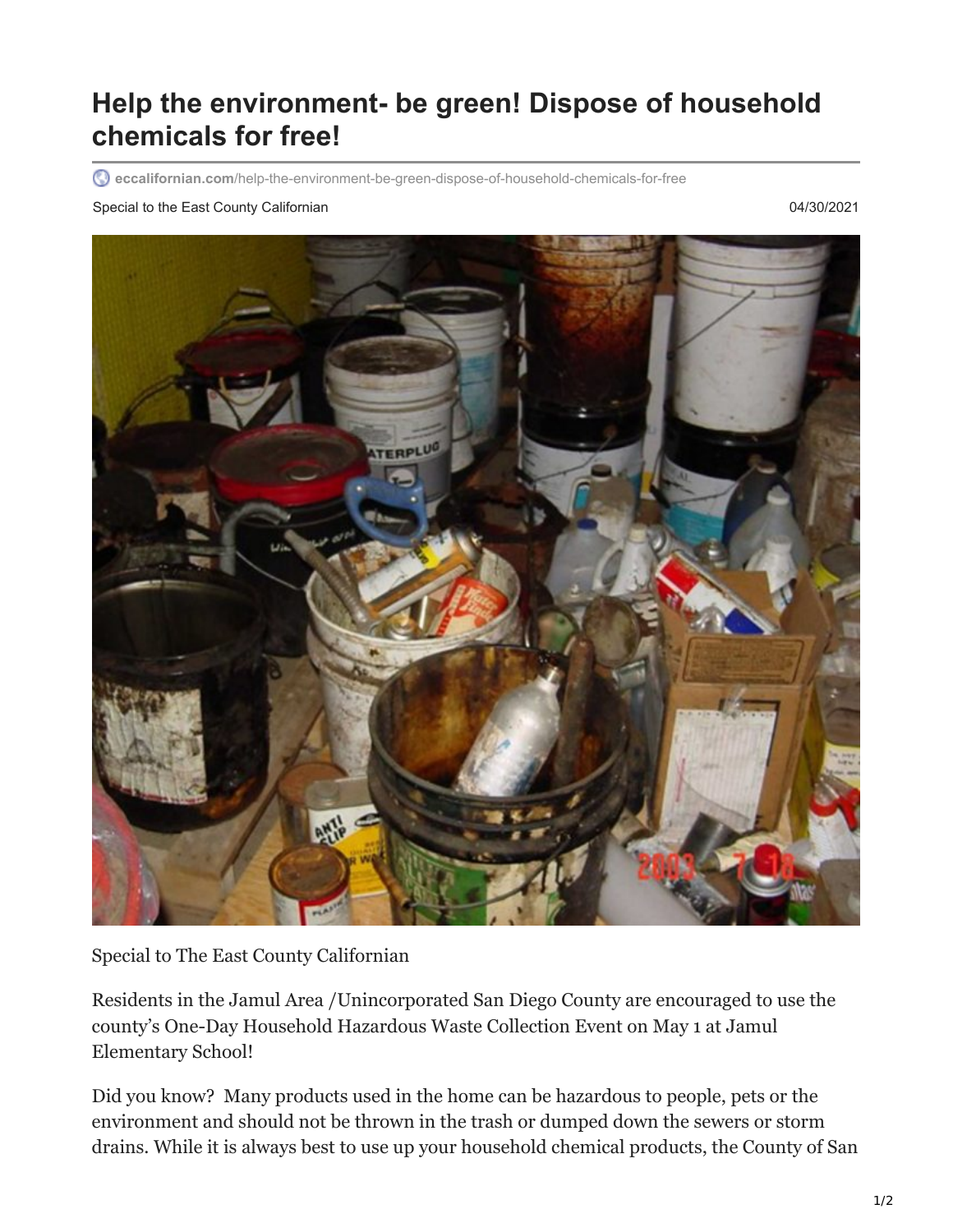# Help the environment- be green! Dispose of household chemicals for free!

eccalifornian.com/help-the-environment-be-green-dispose-of-household-chemicals-for-free

Special to the East County Californian

04/30/2021

Special to The East County Californian

Residents in the Jamul Area /Unincorporated San Diego County are encouraged to use the county's One-Day Household Hazardous Waste Collection Event on May 1 at Jamul Elementary School!

Did you know? Many products used in the home can be hazardous to people, pets or the environment and should not be thrown in the trash or dumped down the sewers or storm drains. While it is always best to use up your household chemical products, the County of San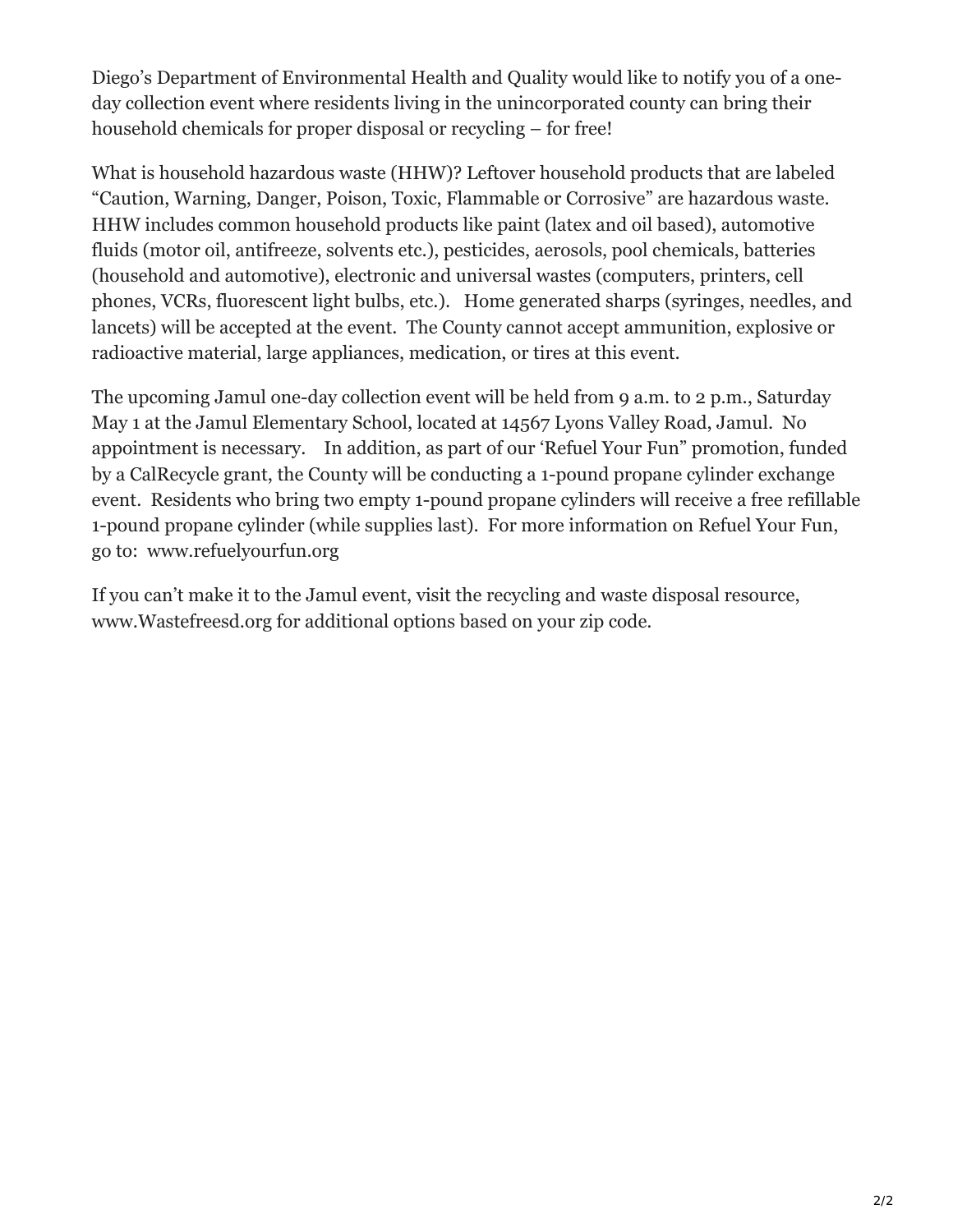Diego's Department of Environmental Health and Quality would like to notify you of a one-day collection event where residents living in the unincorporated county can bring their household chemicals for proper disposal or recycling – for free!

What is household hazardous waste (HHW)? Leftover household products that are labeled "Caution, Warning, Danger, Poison, Toxic, Flammable or Corrosive" are hazardous waste. HHW includes common household products like paint (latex and oil based), automotive fluids (motor oil, antifreeze, solvents etc.), pesticides, aerosols, pool chemicals, batteries (household and automotive), electronic and universal wastes (computers, printers, cell phones, VCRs, fluorescent light bulbs, etc.). Home generated sharps (syringes, needles, and lancets) will be accepted at the event. The County cannot accept ammunition, explosive or radioactive material, large appliances, medication, or tires at this event.

The upcoming Jamul one-day collection event will be held from 9 a.m. to 2 p.m., Saturday May 1 at the Jamul Elementary School, located at 14567 Lyons Valley Road, Jamul. No appointment is necessary. In addition, as part of our 'Refuel Your Fun" promotion, funded by a CalRecycle grant, the County will be conducting a 1-pound propane cylinder exchange event. Residents who bring two empty 1-pound propane cylinders will receive a free refillable 1-pound propane cylinder (while supplies last). For more information on Refuel Your Fun, go to: www.refuelyourfun.org

If you can't make it to the Jamul event, visit the recycling and waste disposal resource, www.Wastefreesd.org for additional options based on your zip code.